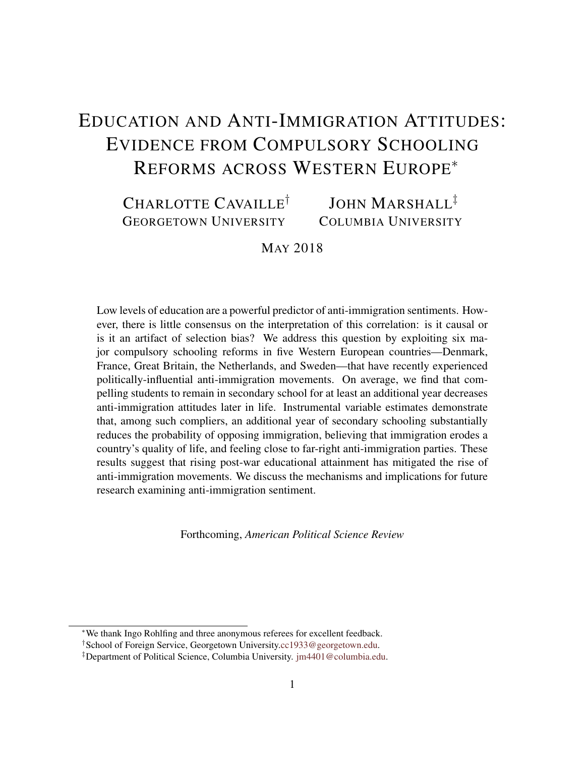# Education and Anti-Immigration Attitudes: Evidence from Compulsory Schooling Reforms across Western Europe[*]

Charlotte Cavaille[†] — Georgetown University

John Marshall[‡] — Columbia University

May 2018

Low levels of education are a powerful predictor of anti-immigration sentiments. However, there is little consensus on the interpretation of this correlation: is it causal or is it an artifact of selection bias? We address this question by exploiting six major compulsory schooling reforms in five Western European countries—Denmark, France, Great Britain, the Netherlands, and Sweden—that have recently experienced politically-influential anti-immigration movements. On average, we find that compelling students to remain in secondary school for at least an additional year decreases anti-immigration attitudes later in life. Instrumental variable estimates demonstrate that, among such compliers, an additional year of secondary schooling substantially reduces the probability of opposing immigration, believing that immigration erodes a country's quality of life, and feeling close to far-right anti-immigration parties. These results suggest that rising post-war educational attainment has mitigated the rise of anti-immigration movements. We discuss the mechanisms and implications for future research examining anti-immigration sentiment.

Forthcoming, *American Political Science Review*

---

[*] We thank Ingo Rohlfing and three anonymous referees for excellent feedback.

[†] School of Foreign Service, Georgetown University.cc1933@georgetown.edu.

[‡] Department of Political Science, Columbia University. jm4401@columbia.edu.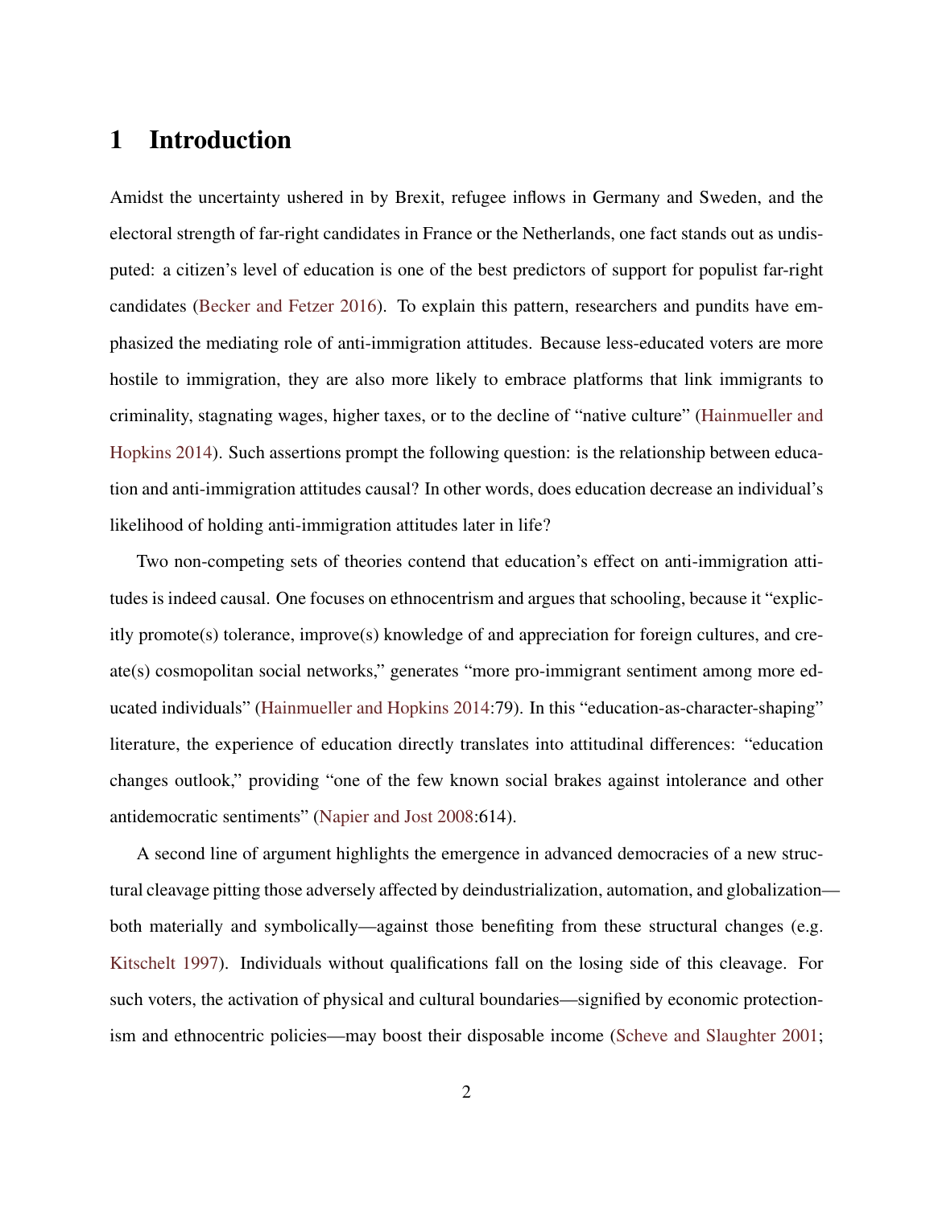# 1 Introduction

Amidst the uncertainty ushered in by Brexit, refugee inflows in Germany and Sweden, and the electoral strength of far-right candidates in France or the Netherlands, one fact stands out as undisputed: a citizen's level of education is one of the best predictors of support for populist far-right candidates (Becker and Fetzer 2016). To explain this pattern, researchers and pundits have emphasized the mediating role of anti-immigration attitudes. Because less-educated voters are more hostile to immigration, they are also more likely to embrace platforms that link immigrants to criminality, stagnating wages, higher taxes, or to the decline of "native culture" (Hainmueller and Hopkins 2014). Such assertions prompt the following question: is the relationship between education and anti-immigration attitudes causal? In other words, does education decrease an individual's likelihood of holding anti-immigration attitudes later in life?

Two non-competing sets of theories contend that education's effect on anti-immigration attitudes is indeed causal. One focuses on ethnocentrism and argues that schooling, because it "explicitly promote(s) tolerance, improve(s) knowledge of and appreciation for foreign cultures, and create(s) cosmopolitan social networks," generates "more pro-immigrant sentiment among more educated individuals" (Hainmueller and Hopkins 2014:79). In this "education-as-character-shaping" literature, the experience of education directly translates into attitudinal differences: "education changes outlook," providing "one of the few known social brakes against intolerance and other antidemocratic sentiments" (Napier and Jost 2008:614).

A second line of argument highlights the emergence in advanced democracies of a new structural cleavage pitting those adversely affected by deindustrialization, automation, and globalization—both materially and symbolically—against those benefiting from these structural changes (e.g. Kitschelt 1997). Individuals without qualifications fall on the losing side of this cleavage. For such voters, the activation of physical and cultural boundaries—signified by economic protectionism and ethnocentric policies—may boost their disposable income (Scheve and Slaughter 2001;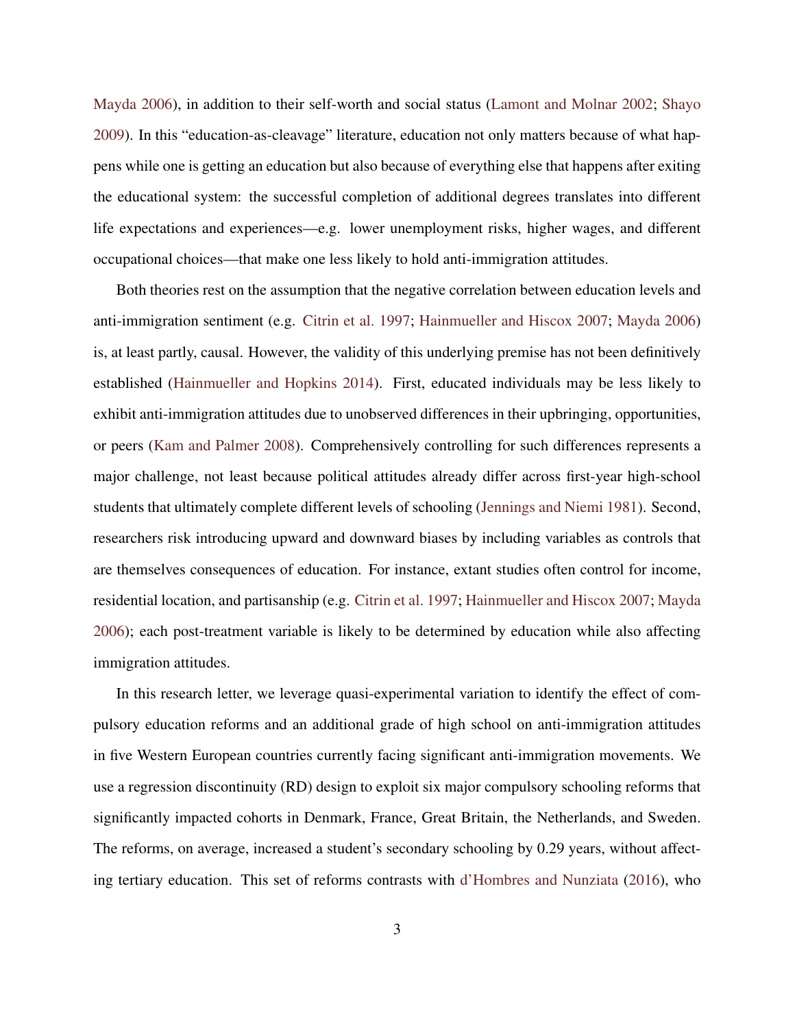Mayda 2006), in addition to their self-worth and social status (Lamont and Molnar 2002; Shayo 2009). In this "education-as-cleavage" literature, education not only matters because of what happens while one is getting an education but also because of everything else that happens after exiting the educational system: the successful completion of additional degrees translates into different life expectations and experiences—e.g. lower unemployment risks, higher wages, and different occupational choices—that make one less likely to hold anti-immigration attitudes.

Both theories rest on the assumption that the negative correlation between education levels and anti-immigration sentiment (e.g. Citrin et al. 1997; Hainmueller and Hiscox 2007; Mayda 2006) is, at least partly, causal. However, the validity of this underlying premise has not been definitively established (Hainmueller and Hopkins 2014). First, educated individuals may be less likely to exhibit anti-immigration attitudes due to unobserved differences in their upbringing, opportunities, or peers (Kam and Palmer 2008). Comprehensively controlling for such differences represents a major challenge, not least because political attitudes already differ across first-year high-school students that ultimately complete different levels of schooling (Jennings and Niemi 1981). Second, researchers risk introducing upward and downward biases by including variables as controls that are themselves consequences of education. For instance, extant studies often control for income, residential location, and partisanship (e.g. Citrin et al. 1997; Hainmueller and Hiscox 2007; Mayda 2006); each post-treatment variable is likely to be determined by education while also affecting immigration attitudes.

In this research letter, we leverage quasi-experimental variation to identify the effect of compulsory education reforms and an additional grade of high school on anti-immigration attitudes in five Western European countries currently facing significant anti-immigration movements. We use a regression discontinuity (RD) design to exploit six major compulsory schooling reforms that significantly impacted cohorts in Denmark, France, Great Britain, the Netherlands, and Sweden. The reforms, on average, increased a student's secondary schooling by 0.29 years, without affecting tertiary education. This set of reforms contrasts with d'Hombres and Nunziata (2016), who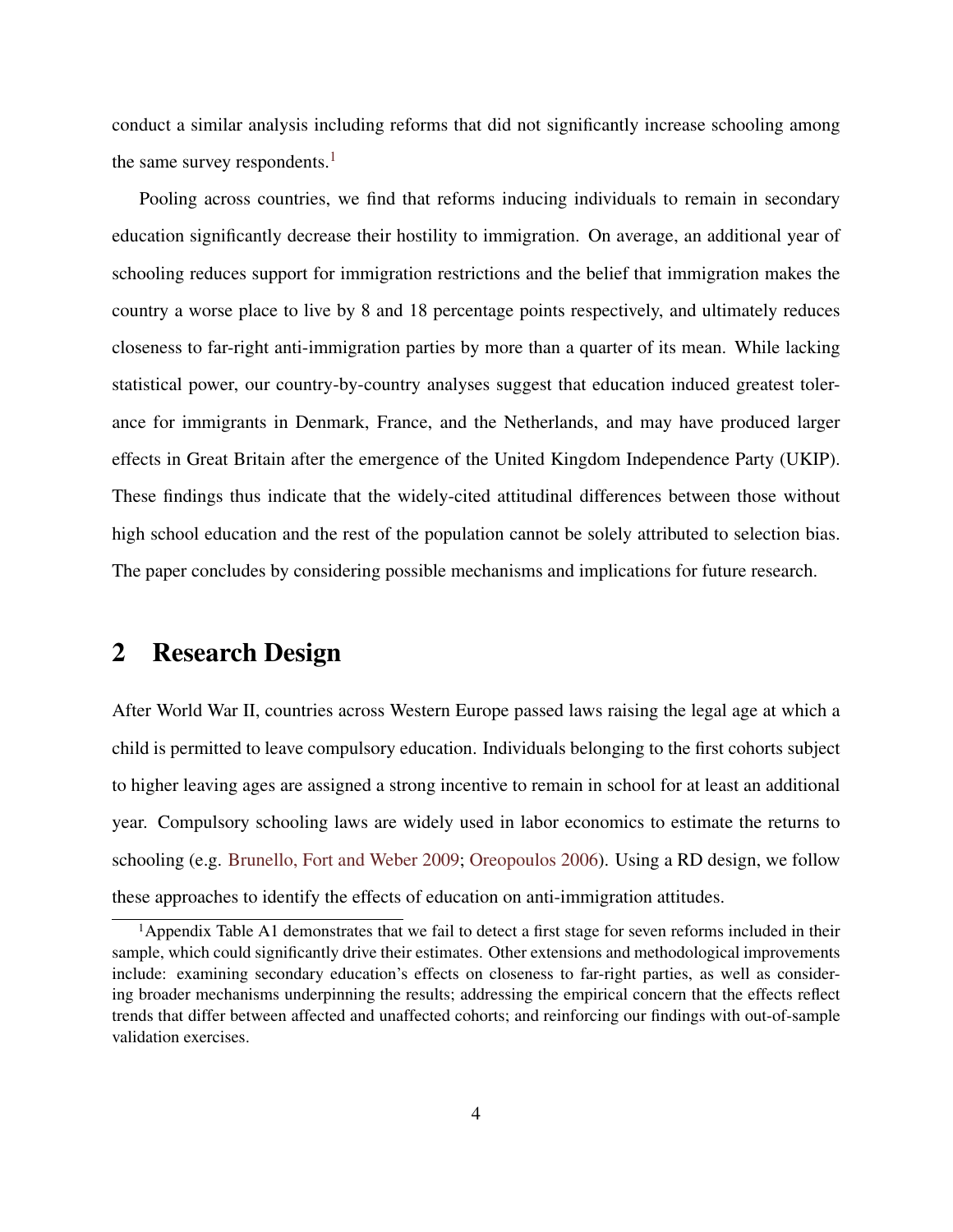conduct a similar analysis including reforms that did not significantly increase schooling among the same survey respondents.[1]

Pooling across countries, we find that reforms inducing individuals to remain in secondary education significantly decrease their hostility to immigration. On average, an additional year of schooling reduces support for immigration restrictions and the belief that immigration makes the country a worse place to live by 8 and 18 percentage points respectively, and ultimately reduces closeness to far-right anti-immigration parties by more than a quarter of its mean. While lacking statistical power, our country-by-country analyses suggest that education induced greatest tolerance for immigrants in Denmark, France, and the Netherlands, and may have produced larger effects in Great Britain after the emergence of the United Kingdom Independence Party (UKIP). These findings thus indicate that the widely-cited attitudinal differences between those without high school education and the rest of the population cannot be solely attributed to selection bias. The paper concludes by considering possible mechanisms and implications for future research.

## 2 Research Design

After World War II, countries across Western Europe passed laws raising the legal age at which a child is permitted to leave compulsory education. Individuals belonging to the first cohorts subject to higher leaving ages are assigned a strong incentive to remain in school for at least an additional year. Compulsory schooling laws are widely used in labor economics to estimate the returns to schooling (e.g. Brunello, Fort and Weber 2009; Oreopoulos 2006). Using a RD design, we follow these approaches to identify the effects of education on anti-immigration attitudes.

[1] Appendix Table A1 demonstrates that we fail to detect a first stage for seven reforms included in their sample, which could significantly drive their estimates. Other extensions and methodological improvements include: examining secondary education's effects on closeness to far-right parties, as well as considering broader mechanisms underpinning the results; addressing the empirical concern that the effects reflect trends that differ between affected and unaffected cohorts; and reinforcing our findings with out-of-sample validation exercises.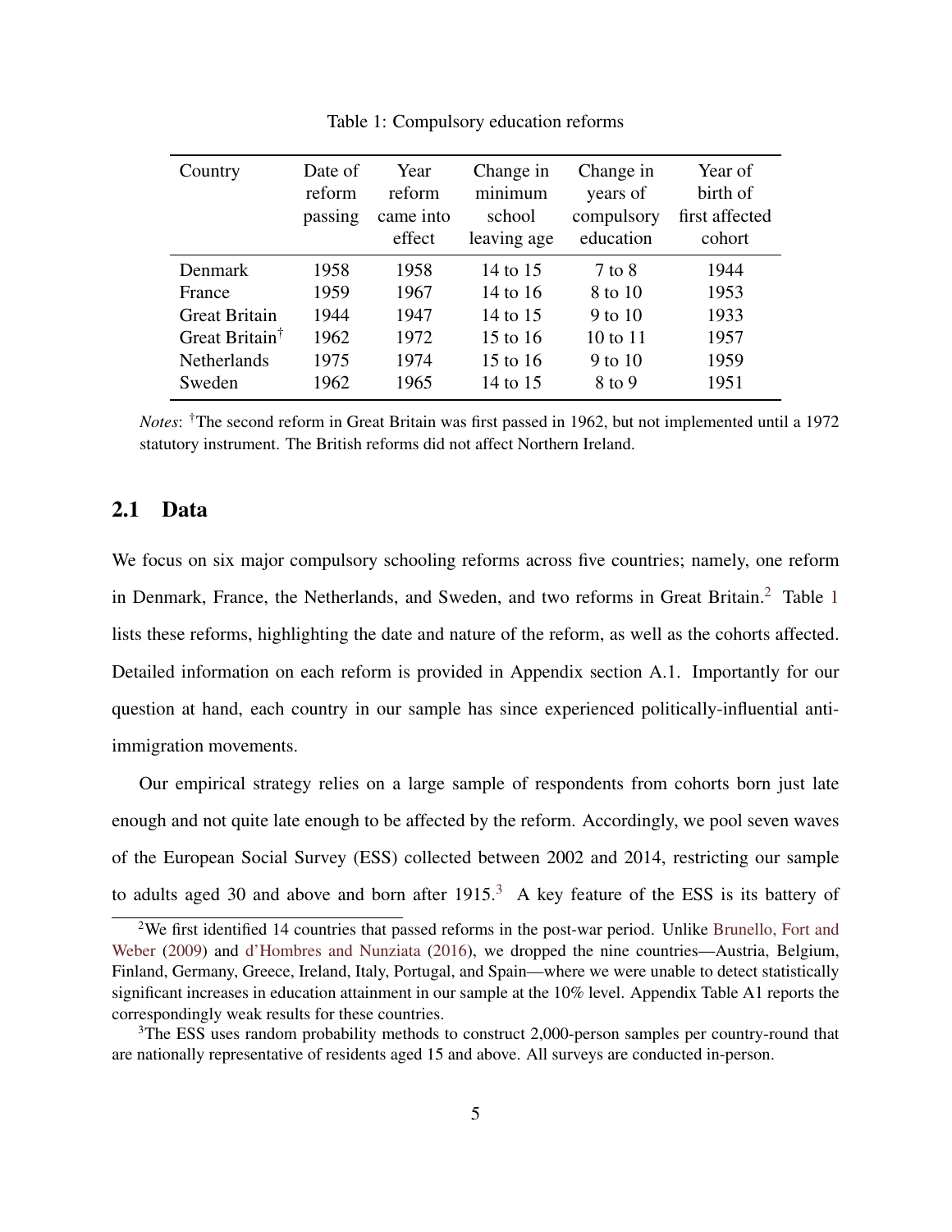Table 1: Compulsory education reforms

| Country | Date of reform passing | Year reform came into effect | Change in minimum school leaving age | Change in years of compulsory education | Year of birth of first affected cohort |
|---|---|---|---|---|---|
| Denmark | 1958 | 1958 | 14 to 15 | 7 to 8 | 1944 |
| France | 1959 | 1967 | 14 to 16 | 8 to 10 | 1953 |
| Great Britain | 1944 | 1947 | 14 to 15 | 9 to 10 | 1933 |
| Great Britain† | 1962 | 1972 | 15 to 16 | 10 to 11 | 1957 |
| Netherlands | 1975 | 1974 | 15 to 16 | 9 to 10 | 1959 |
| Sweden | 1962 | 1965 | 14 to 15 | 8 to 9 | 1951 |

*Notes*: †The second reform in Great Britain was first passed in 1962, but not implemented until a 1972 statutory instrument. The British reforms did not affect Northern Ireland.

## 2.1 Data

We focus on six major compulsory schooling reforms across five countries; namely, one reform in Denmark, France, the Netherlands, and Sweden, and two reforms in Great Britain.[2] Table 1 lists these reforms, highlighting the date and nature of the reform, as well as the cohorts affected. Detailed information on each reform is provided in Appendix section A.1. Importantly for our question at hand, each country in our sample has since experienced politically-influential anti-immigration movements.

Our empirical strategy relies on a large sample of respondents from cohorts born just late enough and not quite late enough to be affected by the reform. Accordingly, we pool seven waves of the European Social Survey (ESS) collected between 2002 and 2014, restricting our sample to adults aged 30 and above and born after 1915.[3] A key feature of the ESS is its battery of

[2] We first identified 14 countries that passed reforms in the post-war period. Unlike Brunello, Fort and Weber (2009) and d'Hombres and Nunziata (2016), we dropped the nine countries—Austria, Belgium, Finland, Germany, Greece, Ireland, Italy, Portugal, and Spain—where we were unable to detect statistically significant increases in education attainment in our sample at the 10% level. Appendix Table A1 reports the correspondingly weak results for these countries.

[3] The ESS uses random probability methods to construct 2,000-person samples per country-round that are nationally representative of residents aged 15 and above. All surveys are conducted in-person.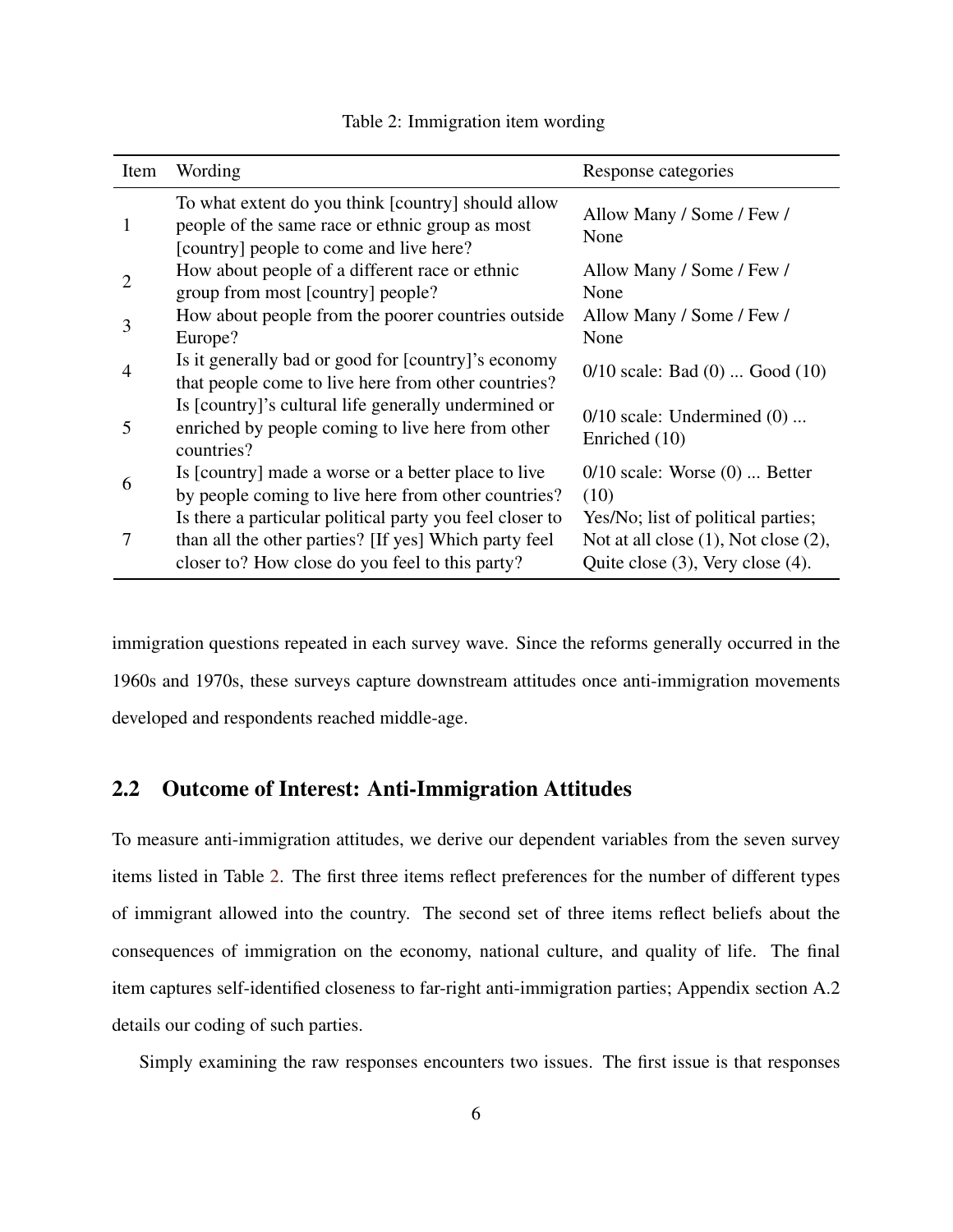Table 2: Immigration item wording

| Item | Wording | Response categories |
| --- | --- | --- |
| 1 | To what extent do you think [country] should allow people of the same race or ethnic group as most [country] people to come and live here? | Allow Many / Some / Few / None |
| 2 | How about people of a different race or ethnic group from most [country] people? | Allow Many / Some / Few / None |
| 3 | How about people from the poorer countries outside Europe? | Allow Many / Some / Few / None |
| 4 | Is it generally bad or good for [country]'s economy that people come to live here from other countries? | 0/10 scale: Bad (0) ... Good (10) |
| 5 | Is [country]'s cultural life generally undermined or enriched by people coming to live here from other countries? | 0/10 scale: Undermined (0) ... Enriched (10) |
| 6 | Is [country] made a worse or a better place to live by people coming to live here from other countries? | 0/10 scale: Worse (0) ... Better (10) |
| 7 | Is there a particular political party you feel closer to than all the other parties? [If yes] Which party feel closer to? How close do you feel to this party? | Yes/No; list of political parties; Not at all close (1), Not close (2), Quite close (3), Very close (4). |

immigration questions repeated in each survey wave. Since the reforms generally occurred in the 1960s and 1970s, these surveys capture downstream attitudes once anti-immigration movements developed and respondents reached middle-age.

## 2.2 Outcome of Interest: Anti-Immigration Attitudes

To measure anti-immigration attitudes, we derive our dependent variables from the seven survey items listed in Table 2. The first three items reflect preferences for the number of different types of immigrant allowed into the country. The second set of three items reflect beliefs about the consequences of immigration on the economy, national culture, and quality of life. The final item captures self-identified closeness to far-right anti-immigration parties; Appendix section A.2 details our coding of such parties.

Simply examining the raw responses encounters two issues. The first issue is that responses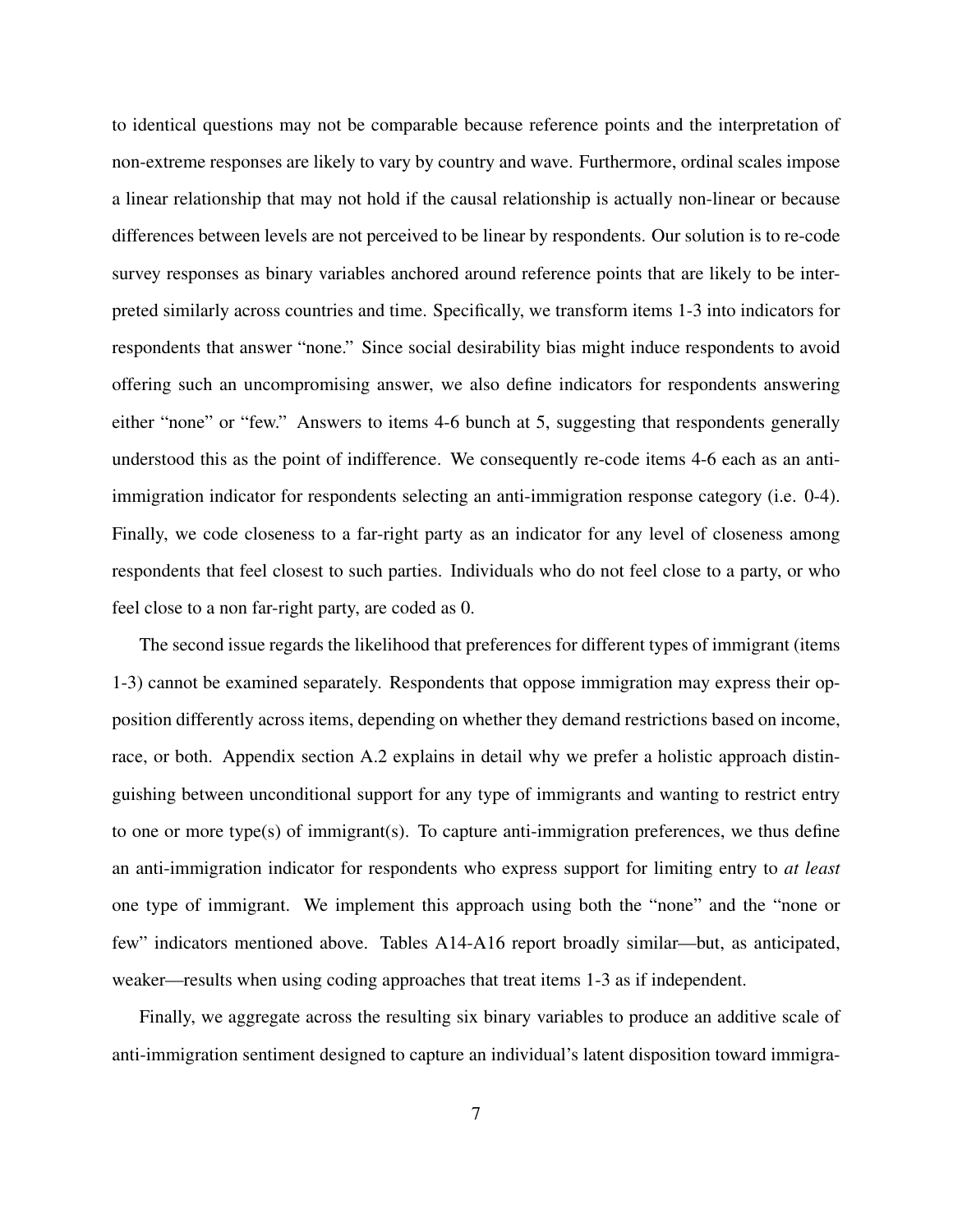to identical questions may not be comparable because reference points and the interpretation of non-extreme responses are likely to vary by country and wave. Furthermore, ordinal scales impose a linear relationship that may not hold if the causal relationship is actually non-linear or because differences between levels are not perceived to be linear by respondents. Our solution is to re-code survey responses as binary variables anchored around reference points that are likely to be interpreted similarly across countries and time. Specifically, we transform items 1-3 into indicators for respondents that answer "none." Since social desirability bias might induce respondents to avoid offering such an uncompromising answer, we also define indicators for respondents answering either "none" or "few." Answers to items 4-6 bunch at 5, suggesting that respondents generally understood this as the point of indifference. We consequently re-code items 4-6 each as an anti-immigration indicator for respondents selecting an anti-immigration response category (i.e. 0-4). Finally, we code closeness to a far-right party as an indicator for any level of closeness among respondents that feel closest to such parties. Individuals who do not feel close to a party, or who feel close to a non far-right party, are coded as 0.

The second issue regards the likelihood that preferences for different types of immigrant (items 1-3) cannot be examined separately. Respondents that oppose immigration may express their opposition differently across items, depending on whether they demand restrictions based on income, race, or both. Appendix section A.2 explains in detail why we prefer a holistic approach distinguishing between unconditional support for any type of immigrants and wanting to restrict entry to one or more type(s) of immigrant(s). To capture anti-immigration preferences, we thus define an anti-immigration indicator for respondents who express support for limiting entry to *at least* one type of immigrant. We implement this approach using both the "none" and the "none or few" indicators mentioned above. Tables A14-A16 report broadly similar—but, as anticipated, weaker—results when using coding approaches that treat items 1-3 as if independent.

Finally, we aggregate across the resulting six binary variables to produce an additive scale of anti-immigration sentiment designed to capture an individual's latent disposition toward immigra-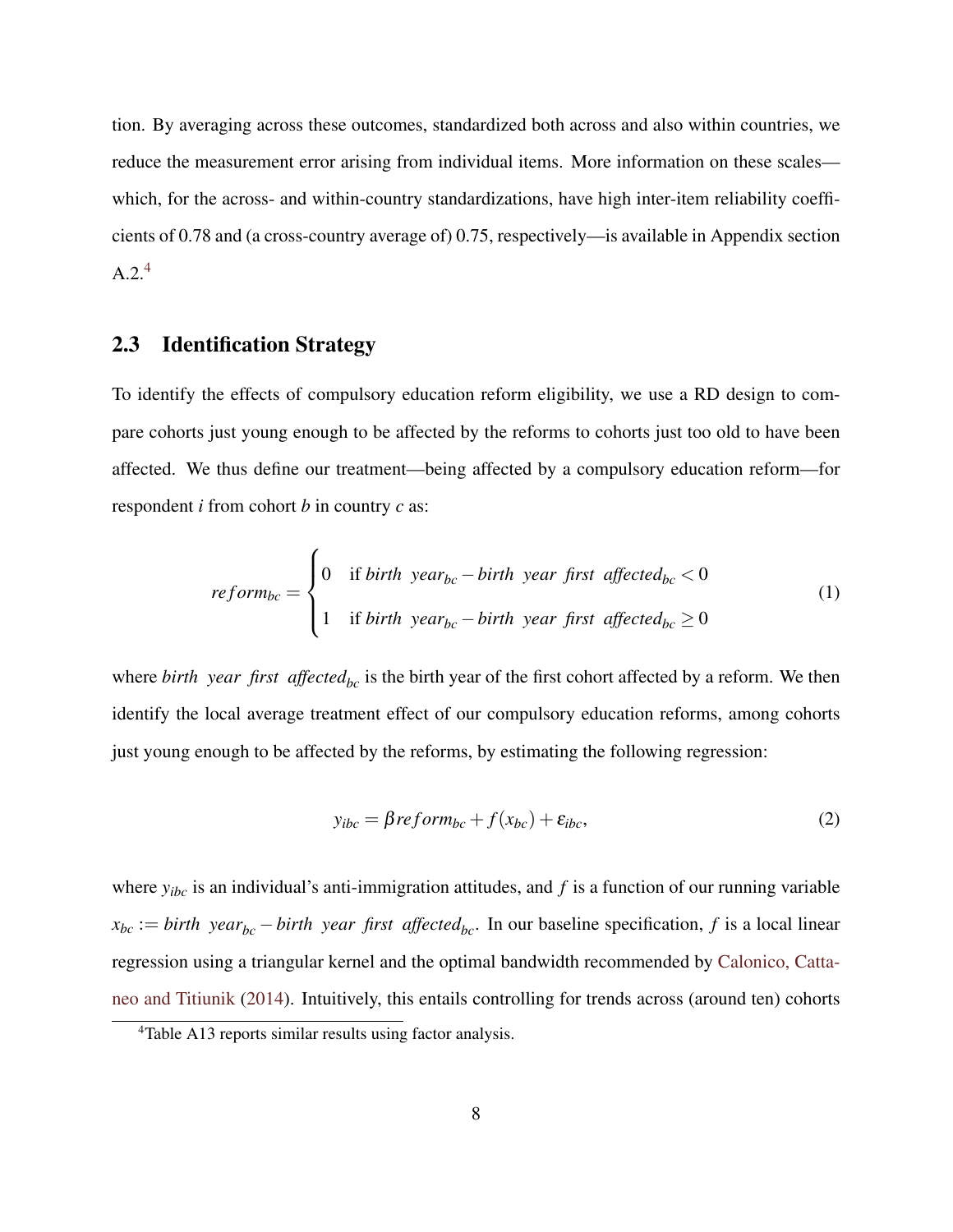tion. By averaging across these outcomes, standardized both across and also within countries, we reduce the measurement error arising from individual items. More information on these scales—which, for the across- and within-country standardizations, have high inter-item reliability coefficients of 0.78 and (a cross-country average of) 0.75, respectively—is available in Appendix section A.2.[4]

## 2.3 Identification Strategy

To identify the effects of compulsory education reform eligibility, we use a RD design to compare cohorts just young enough to be affected by the reforms to cohorts just too old to have been affected. We thus define our treatment—being affected by a compulsory education reform—for respondent $i$ from cohort $b$ in country $c$ as:

$$reform_{bc} = \begin{cases} 0 & \text{if } birth\ \ year_{bc} - birth\ \ year\ \ first\ \ affected_{bc} < 0 \\ 1 & \text{if } birth\ \ year_{bc} - birth\ \ year\ \ first\ \ affected_{bc} \geq 0 \end{cases} \tag{1}$$

where $birth\ \ year\ \ first\ \ affected_{bc}$ is the birth year of the first cohort affected by a reform. We then identify the local average treatment effect of our compulsory education reforms, among cohorts just young enough to be affected by the reforms, by estimating the following regression:

$$y_{ibc} = \beta reform_{bc} + f(x_{bc}) + \varepsilon_{ibc}, \tag{2}$$

where $y_{ibc}$ is an individual's anti-immigration attitudes, and $f$ is a function of our running variable $x_{bc} := birth\ \ year_{bc} - birth\ \ year\ \ first\ \ affected_{bc}$. In our baseline specification, $f$ is a local linear regression using a triangular kernel and the optimal bandwidth recommended by Calonico, Cattaneo and Titiunik (2014). Intuitively, this entails controlling for trends across (around ten) cohorts

[4] Table A13 reports similar results using factor analysis.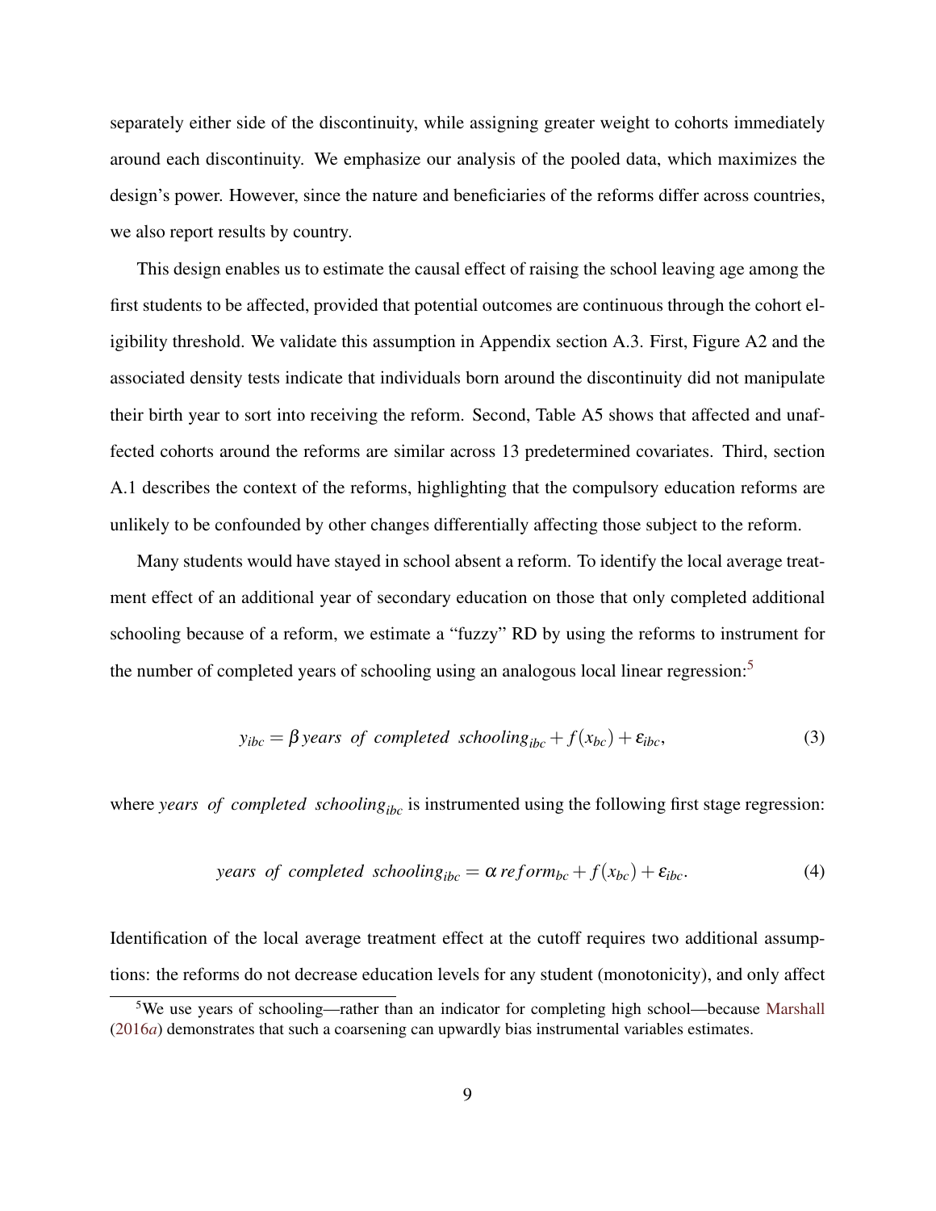separately either side of the discontinuity, while assigning greater weight to cohorts immediately around each discontinuity. We emphasize our analysis of the pooled data, which maximizes the design's power. However, since the nature and beneficiaries of the reforms differ across countries, we also report results by country.

This design enables us to estimate the causal effect of raising the school leaving age among the first students to be affected, provided that potential outcomes are continuous through the cohort eligibility threshold. We validate this assumption in Appendix section A.3. First, Figure A2 and the associated density tests indicate that individuals born around the discontinuity did not manipulate their birth year to sort into receiving the reform. Second, Table A5 shows that affected and unaffected cohorts around the reforms are similar across 13 predetermined covariates. Third, section A.1 describes the context of the reforms, highlighting that the compulsory education reforms are unlikely to be confounded by other changes differentially affecting those subject to the reform.

Many students would have stayed in school absent a reform. To identify the local average treatment effect of an additional year of secondary education on those that only completed additional schooling because of a reform, we estimate a "fuzzy" RD by using the reforms to instrument for the number of completed years of schooling using an analogous local linear regression:[5]

$$y_{ibc} = \beta \, years \;\; of \;\; completed \;\; schooling_{ibc} + f(x_{bc}) + \varepsilon_{ibc}, \tag{3}$$

where *years of completed schooling*$_{ibc}$ is instrumented using the following first stage regression:

$$years \;\; of \;\; completed \;\; schooling_{ibc} = \alpha \, reform_{bc} + f(x_{bc}) + \varepsilon_{ibc}. \tag{4}$$

Identification of the local average treatment effect at the cutoff requires two additional assumptions: the reforms do not decrease education levels for any student (monotonicity), and only affect

[5] We use years of schooling—rather than an indicator for completing high school—because Marshall (2016*a*) demonstrates that such a coarsening can upwardly bias instrumental variables estimates.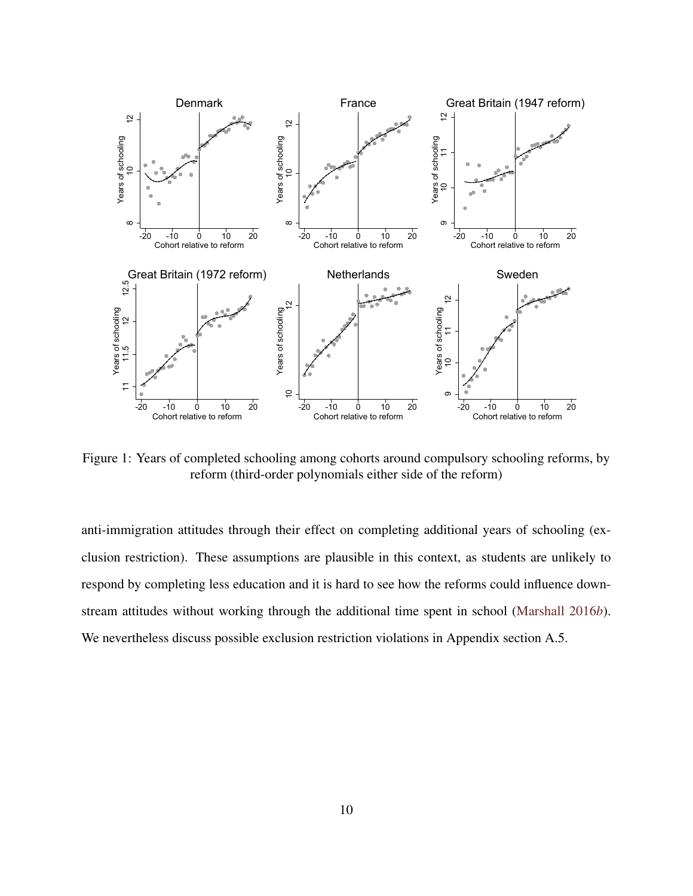Figure 1: Years of completed schooling among cohorts around compulsory schooling reforms, by reform (third-order polynomials either side of the reform)

anti-immigration attitudes through their effect on completing additional years of schooling (exclusion restriction). These assumptions are plausible in this context, as students are unlikely to respond by completing less education and it is hard to see how the reforms could influence downstream attitudes without working through the additional time spent in school (Marshall 2016*b*). We nevertheless discuss possible exclusion restriction violations in Appendix section A.5.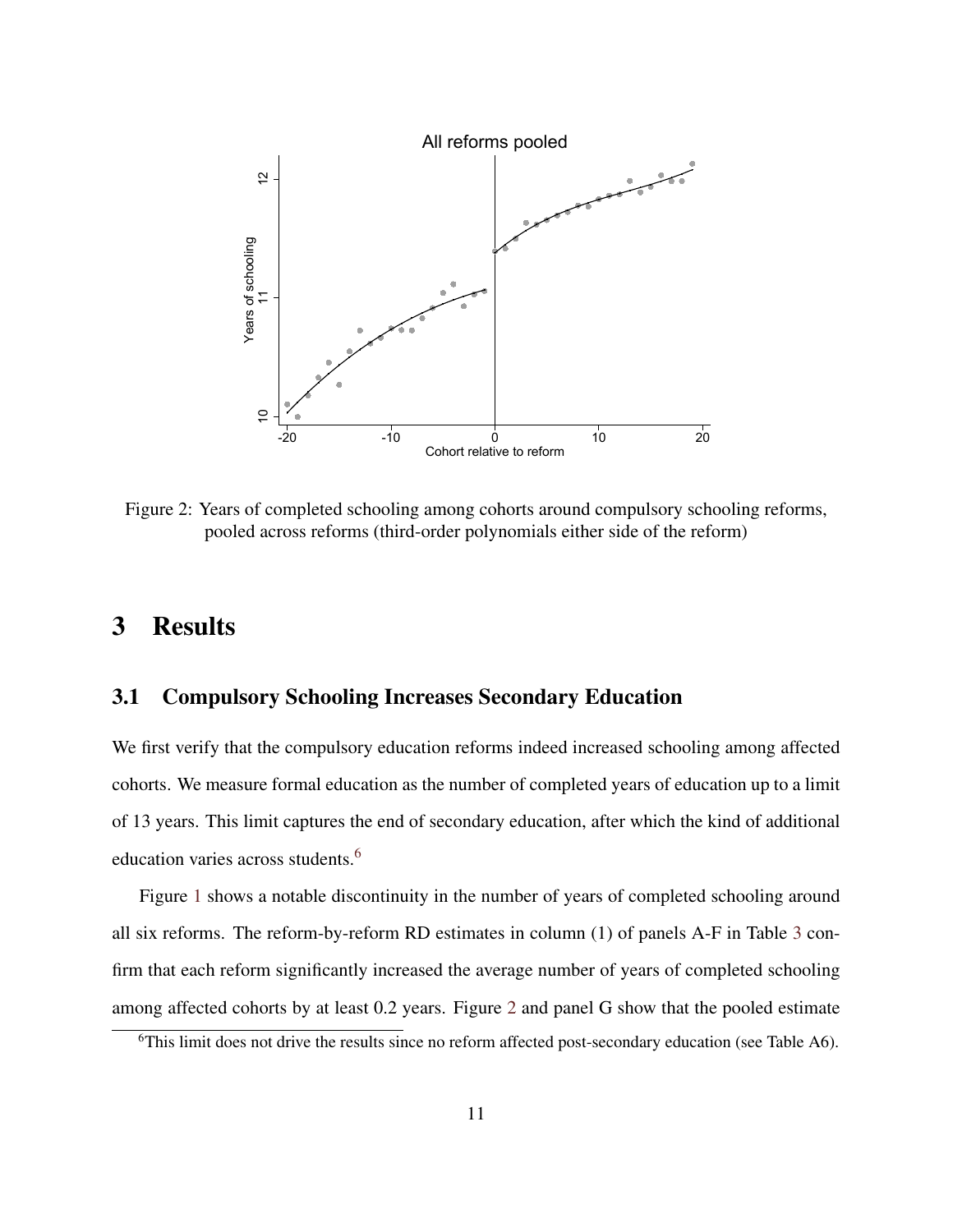Figure 2: Years of completed schooling among cohorts around compulsory schooling reforms, pooled across reforms (third-order polynomials either side of the reform)

# 3 Results

## 3.1 Compulsory Schooling Increases Secondary Education

We first verify that the compulsory education reforms indeed increased schooling among affected cohorts. We measure formal education as the number of completed years of education up to a limit of 13 years. This limit captures the end of secondary education, after which the kind of additional education varies across students.[6]

Figure 1 shows a notable discontinuity in the number of years of completed schooling around all six reforms. The reform-by-reform RD estimates in column (1) of panels A-F in Table 3 confirm that each reform significantly increased the average number of years of completed schooling among affected cohorts by at least 0.2 years. Figure 2 and panel G show that the pooled estimate

[6]This limit does not drive the results since no reform affected post-secondary education (see Table A6).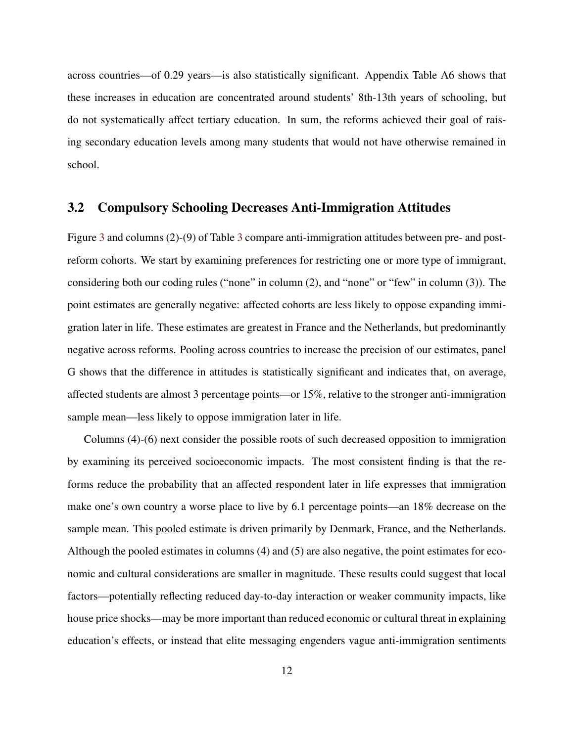across countries—of 0.29 years—is also statistically significant. Appendix Table A6 shows that these increases in education are concentrated around students' 8th-13th years of schooling, but do not systematically affect tertiary education. In sum, the reforms achieved their goal of raising secondary education levels among many students that would not have otherwise remained in school.

### 3.2 Compulsory Schooling Decreases Anti-Immigration Attitudes

Figure 3 and columns (2)-(9) of Table 3 compare anti-immigration attitudes between pre- and post-reform cohorts. We start by examining preferences for restricting one or more type of immigrant, considering both our coding rules ("none" in column (2), and "none" or "few" in column (3)). The point estimates are generally negative: affected cohorts are less likely to oppose expanding immigration later in life. These estimates are greatest in France and the Netherlands, but predominantly negative across reforms. Pooling across countries to increase the precision of our estimates, panel G shows that the difference in attitudes is statistically significant and indicates that, on average, affected students are almost 3 percentage points—or 15%, relative to the stronger anti-immigration sample mean—less likely to oppose immigration later in life.

Columns (4)-(6) next consider the possible roots of such decreased opposition to immigration by examining its perceived socioeconomic impacts. The most consistent finding is that the reforms reduce the probability that an affected respondent later in life expresses that immigration make one's own country a worse place to live by 6.1 percentage points—an 18% decrease on the sample mean. This pooled estimate is driven primarily by Denmark, France, and the Netherlands. Although the pooled estimates in columns (4) and (5) are also negative, the point estimates for economic and cultural considerations are smaller in magnitude. These results could suggest that local factors—potentially reflecting reduced day-to-day interaction or weaker community impacts, like house price shocks—may be more important than reduced economic or cultural threat in explaining education's effects, or instead that elite messaging engenders vague anti-immigration sentiments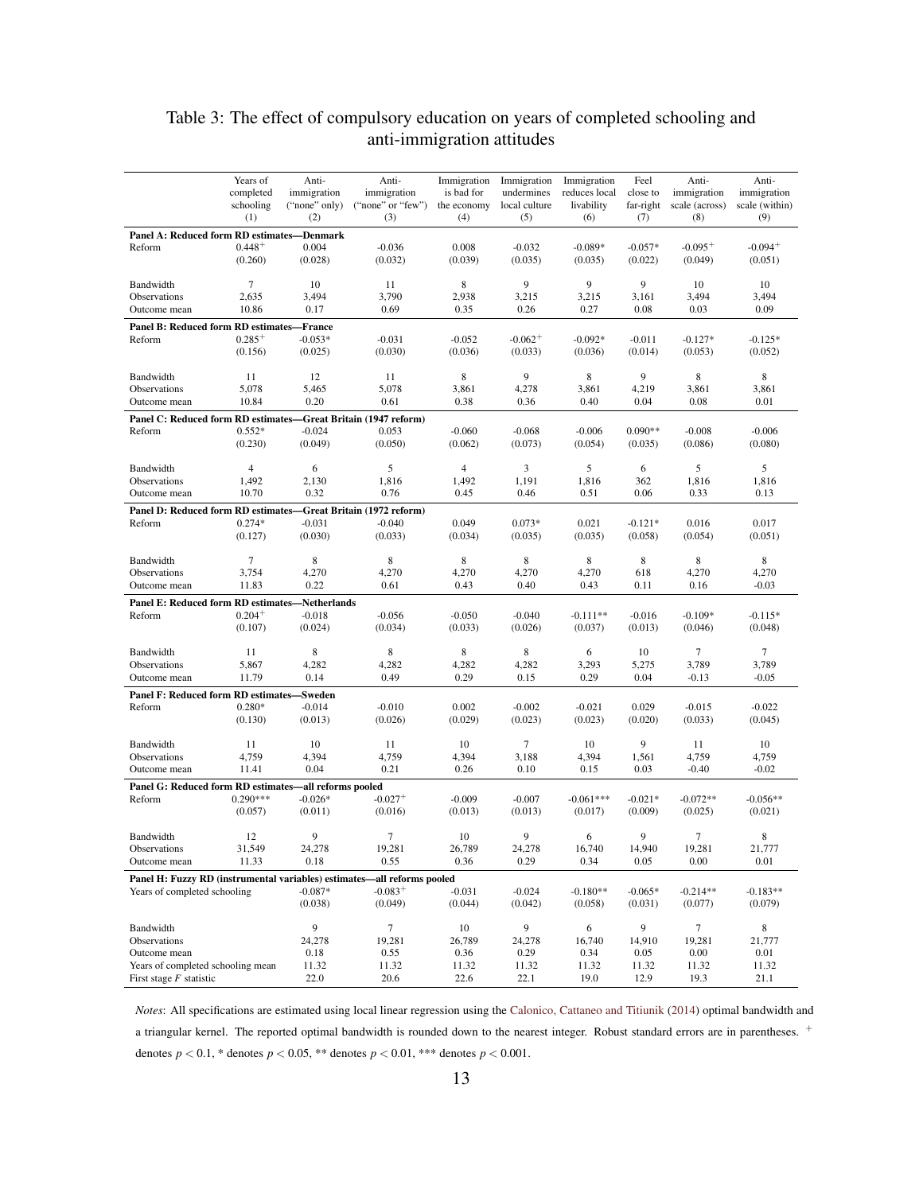# Table 3: The effect of compulsory education on years of completed schooling and anti-immigration attitudes

| | Years of completed schooling (1) | Anti-immigration ("none" only) (2) | Anti-immigration ("none" or "few") (3) | Immigration is bad for the economy (4) | Immigration undermines local culture (5) | Immigration reduces local livability (6) | Feel close to far-right (7) | Anti-immigration scale (across) (8) | Anti-immigration scale (within) (9) |
|---|---|---|---|---|---|---|---|---|---|
| **Panel A: Reduced form RD estimates—Denmark** | | | | | | | | | |
| Reform | $0.448^{+}$ | 0.004 | -0.036 | 0.008 | -0.032 | -0.089* | -0.057* | $-0.095^{+}$ | $-0.094^{+}$ |
| | (0.260) | (0.028) | (0.032) | (0.039) | (0.035) | (0.035) | (0.022) | (0.049) | (0.051) |
| Bandwidth | 7 | 10 | 11 | 8 | 9 | 9 | 9 | 10 | 10 |
| Observations | 2,635 | 3,494 | 3,790 | 2,938 | 3,215 | 3,215 | 3,161 | 3,494 | 3,494 |
| Outcome mean | 10.86 | 0.17 | 0.69 | 0.35 | 0.26 | 0.27 | 0.08 | 0.03 | 0.09 |
| **Panel B: Reduced form RD estimates—France** | | | | | | | | | |
| Reform | $0.285^{+}$ | -0.053* | -0.031 | -0.052 | $-0.062^{+}$ | -0.092* | -0.011 | -0.127* | -0.125* |
| | (0.156) | (0.025) | (0.030) | (0.036) | (0.033) | (0.036) | (0.014) | (0.053) | (0.052) |
| Bandwidth | 11 | 12 | 11 | 8 | 9 | 8 | 9 | 8 | 8 |
| Observations | 5,078 | 5,465 | 5,078 | 3,861 | 4,278 | 3,861 | 4,219 | 3,861 | 3,861 |
| Outcome mean | 10.84 | 0.20 | 0.61 | 0.38 | 0.36 | 0.40 | 0.04 | 0.08 | 0.01 |
| **Panel C: Reduced form RD estimates—Great Britain (1947 reform)** | | | | | | | | | |
| Reform | 0.552* | -0.024 | 0.053 | -0.060 | -0.068 | -0.006 | 0.090** | -0.008 | -0.006 |
| | (0.230) | (0.049) | (0.050) | (0.062) | (0.073) | (0.054) | (0.035) | (0.086) | (0.080) |
| Bandwidth | 4 | 6 | 5 | 4 | 3 | 5 | 6 | 5 | 5 |
| Observations | 1,492 | 2,130 | 1,816 | 1,492 | 1,191 | 1,816 | 362 | 1,816 | 1,816 |
| Outcome mean | 10.70 | 0.32 | 0.76 | 0.45 | 0.46 | 0.51 | 0.06 | 0.33 | 0.13 |
| **Panel D: Reduced form RD estimates—Great Britain (1972 reform)** | | | | | | | | | |
| Reform | 0.274* | -0.031 | -0.040 | 0.049 | 0.073* | 0.021 | -0.121* | 0.016 | 0.017 |
| | (0.127) | (0.030) | (0.033) | (0.034) | (0.035) | (0.035) | (0.058) | (0.054) | (0.051) |
| Bandwidth | 7 | 8 | 8 | 8 | 8 | 8 | 8 | 8 | 8 |
| Observations | 3,754 | 4,270 | 4,270 | 4,270 | 4,270 | 4,270 | 618 | 4,270 | 4,270 |
| Outcome mean | 11.83 | 0.22 | 0.61 | 0.43 | 0.40 | 0.43 | 0.11 | 0.16 | -0.03 |
| **Panel E: Reduced form RD estimates—Netherlands** | | | | | | | | | |
| Reform | $0.204^{+}$ | -0.018 | -0.056 | -0.050 | -0.040 | -0.111** | -0.016 | -0.109* | -0.115* |
| | (0.107) | (0.024) | (0.034) | (0.033) | (0.026) | (0.037) | (0.013) | (0.046) | (0.048) |
| Bandwidth | 11 | 8 | 8 | 8 | 8 | 6 | 10 | 7 | 7 |
| Observations | 5,867 | 4,282 | 4,282 | 4,282 | 4,282 | 3,293 | 5,275 | 3,789 | 3,789 |
| Outcome mean | 11.79 | 0.14 | 0.49 | 0.29 | 0.15 | 0.29 | 0.04 | -0.13 | -0.05 |
| **Panel F: Reduced form RD estimates—Sweden** | | | | | | | | | |
| Reform | 0.280* | -0.014 | -0.010 | 0.002 | -0.002 | -0.021 | 0.029 | -0.015 | -0.022 |
| | (0.130) | (0.013) | (0.026) | (0.029) | (0.023) | (0.023) | (0.020) | (0.033) | (0.045) |
| Bandwidth | 11 | 10 | 11 | 10 | 7 | 10 | 9 | 11 | 10 |
| Observations | 4,759 | 4,394 | 4,759 | 4,394 | 3,188 | 4,394 | 1,561 | 4,759 | 4,759 |
| Outcome mean | 11.41 | 0.04 | 0.21 | 0.26 | 0.10 | 0.15 | 0.03 | -0.40 | -0.02 |
| **Panel G: Reduced form RD estimates—all reforms pooled** | | | | | | | | | |
| Reform | 0.290*** | -0.026* | $-0.027^{+}$ | -0.009 | -0.007 | -0.061*** | -0.021* | -0.072** | -0.056** |
| | (0.057) | (0.011) | (0.016) | (0.013) | (0.013) | (0.017) | (0.009) | (0.025) | (0.021) |
| Bandwidth | 12 | 9 | 7 | 10 | 9 | 6 | 9 | 7 | 8 |
| Observations | 31,549 | 24,278 | 19,281 | 26,789 | 24,278 | 16,740 | 14,940 | 19,281 | 21,777 |
| Outcome mean | 11.33 | 0.18 | 0.55 | 0.36 | 0.29 | 0.34 | 0.05 | 0.00 | 0.01 |
| **Panel H: Fuzzy RD (instrumental variables) estimates—all reforms pooled** | | | | | | | | | |
| Years of completed schooling | | -0.087* | $-0.083^{+}$ | -0.031 | -0.024 | -0.180** | -0.065* | -0.214** | -0.183** |
| | | (0.038) | (0.049) | (0.044) | (0.042) | (0.058) | (0.031) | (0.077) | (0.079) |
| Bandwidth | | 9 | 7 | 10 | 9 | 6 | 9 | 7 | 8 |
| Observations | | 24,278 | 19,281 | 26,789 | 24,278 | 16,740 | 14,910 | 19,281 | 21,777 |
| Outcome mean | | 0.18 | 0.55 | 0.36 | 0.29 | 0.34 | 0.05 | 0.00 | 0.01 |
| Years of completed schooling mean | | 11.32 | 11.32 | 11.32 | 11.32 | 11.32 | 11.32 | 11.32 | 11.32 |
| First stage $F$ statistic | | 22.0 | 20.6 | 22.6 | 22.1 | 19.0 | 12.9 | 19.3 | 21.1 |

*Notes*: All specifications are estimated using local linear regression using the Calonico, Cattaneo and Titiunik (2014) optimal bandwidth and a triangular kernel. The reported optimal bandwidth is rounded down to the nearest integer. Robust standard errors are in parentheses. $^{+}$ denotes $p < 0.1$, * denotes $p < 0.05$, ** denotes $p < 0.01$, *** denotes $p < 0.001$.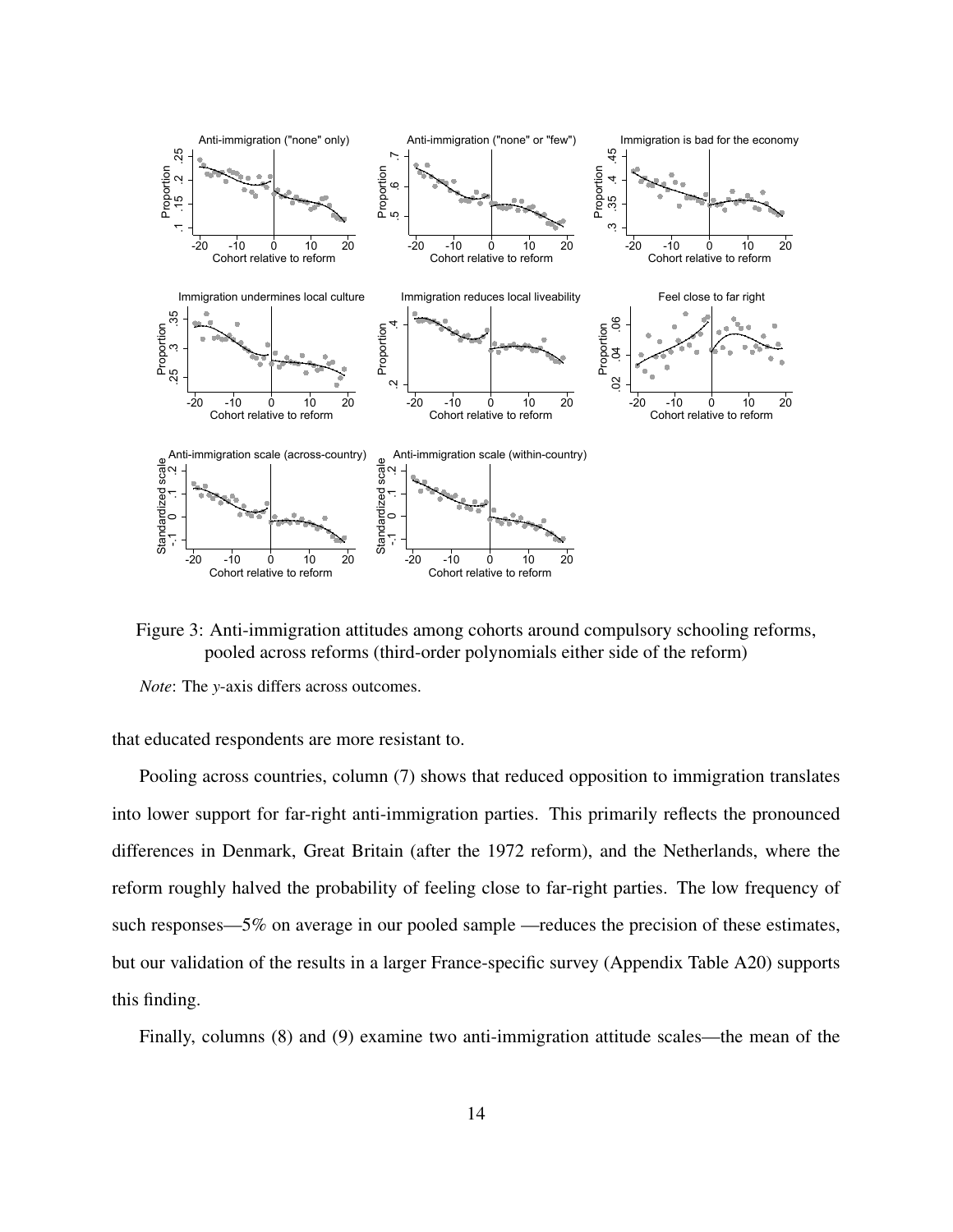Figure 3: Anti-immigration attitudes among cohorts around compulsory schooling reforms, pooled across reforms (third-order polynomials either side of the reform)

*Note*: The *y*-axis differs across outcomes.

that educated respondents are more resistant to.

Pooling across countries, column (7) shows that reduced opposition to immigration translates into lower support for far-right anti-immigration parties. This primarily reflects the pronounced differences in Denmark, Great Britain (after the 1972 reform), and the Netherlands, where the reform roughly halved the probability of feeling close to far-right parties. The low frequency of such responses—5% on average in our pooled sample —reduces the precision of these estimates, but our validation of the results in a larger France-specific survey (Appendix Table A20) supports this finding.

Finally, columns (8) and (9) examine two anti-immigration attitude scales—the mean of the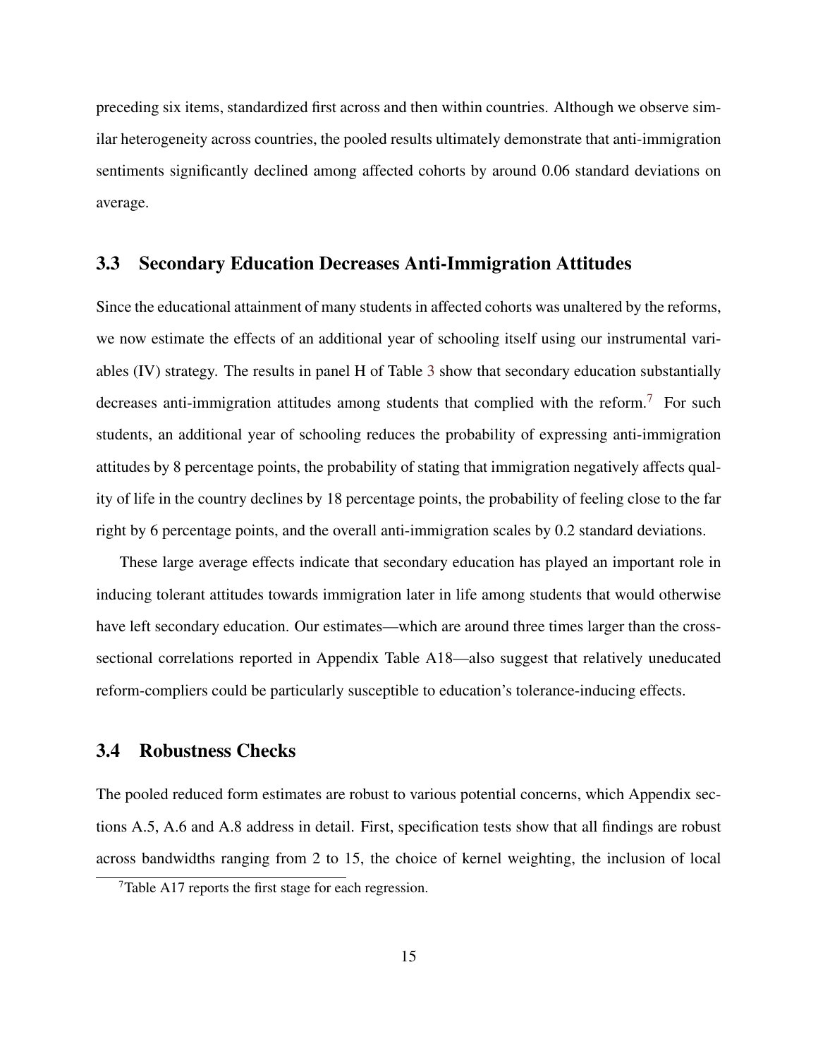preceding six items, standardized first across and then within countries. Although we observe similar heterogeneity across countries, the pooled results ultimately demonstrate that anti-immigration sentiments significantly declined among affected cohorts by around 0.06 standard deviations on average.

## 3.3 Secondary Education Decreases Anti-Immigration Attitudes

Since the educational attainment of many students in affected cohorts was unaltered by the reforms, we now estimate the effects of an additional year of schooling itself using our instrumental variables (IV) strategy. The results in panel H of Table 3 show that secondary education substantially decreases anti-immigration attitudes among students that complied with the reform.[7] For such students, an additional year of schooling reduces the probability of expressing anti-immigration attitudes by 8 percentage points, the probability of stating that immigration negatively affects quality of life in the country declines by 18 percentage points, the probability of feeling close to the far right by 6 percentage points, and the overall anti-immigration scales by 0.2 standard deviations.

These large average effects indicate that secondary education has played an important role in inducing tolerant attitudes towards immigration later in life among students that would otherwise have left secondary education. Our estimates—which are around three times larger than the cross-sectional correlations reported in Appendix Table A18—also suggest that relatively uneducated reform-compliers could be particularly susceptible to education's tolerance-inducing effects.

## 3.4 Robustness Checks

The pooled reduced form estimates are robust to various potential concerns, which Appendix sections A.5, A.6 and A.8 address in detail. First, specification tests show that all findings are robust across bandwidths ranging from 2 to 15, the choice of kernel weighting, the inclusion of local

[7] Table A17 reports the first stage for each regression.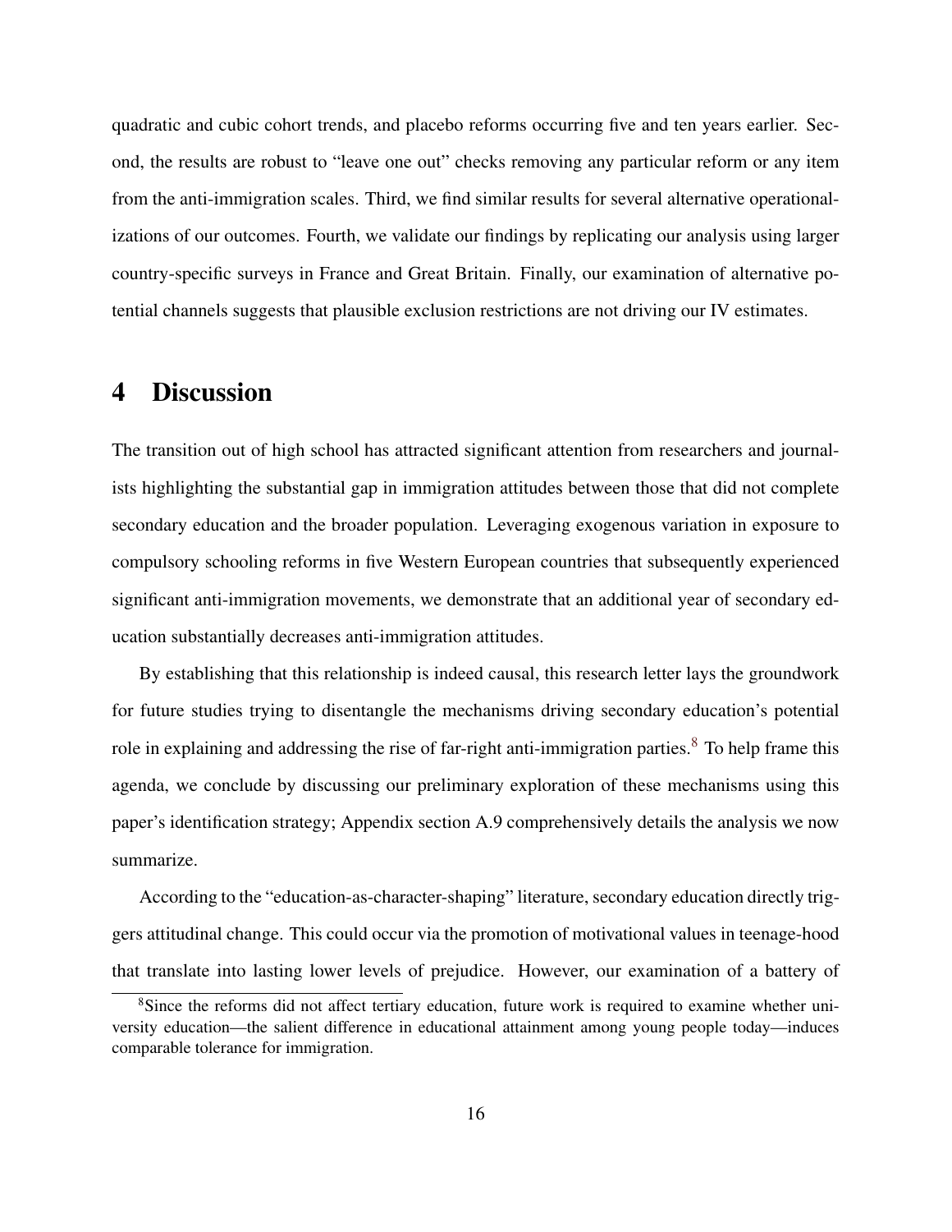quadratic and cubic cohort trends, and placebo reforms occurring five and ten years earlier. Second, the results are robust to "leave one out" checks removing any particular reform or any item from the anti-immigration scales. Third, we find similar results for several alternative operationalizations of our outcomes. Fourth, we validate our findings by replicating our analysis using larger country-specific surveys in France and Great Britain. Finally, our examination of alternative potential channels suggests that plausible exclusion restrictions are not driving our IV estimates.

# 4 Discussion

The transition out of high school has attracted significant attention from researchers and journalists highlighting the substantial gap in immigration attitudes between those that did not complete secondary education and the broader population. Leveraging exogenous variation in exposure to compulsory schooling reforms in five Western European countries that subsequently experienced significant anti-immigration movements, we demonstrate that an additional year of secondary education substantially decreases anti-immigration attitudes.

By establishing that this relationship is indeed causal, this research letter lays the groundwork for future studies trying to disentangle the mechanisms driving secondary education's potential role in explaining and addressing the rise of far-right anti-immigration parties.[8] To help frame this agenda, we conclude by discussing our preliminary exploration of these mechanisms using this paper's identification strategy; Appendix section A.9 comprehensively details the analysis we now summarize.

According to the "education-as-character-shaping" literature, secondary education directly triggers attitudinal change. This could occur via the promotion of motivational values in teenage-hood that translate into lasting lower levels of prejudice. However, our examination of a battery of

[8] Since the reforms did not affect tertiary education, future work is required to examine whether university education—the salient difference in educational attainment among young people today—induces comparable tolerance for immigration.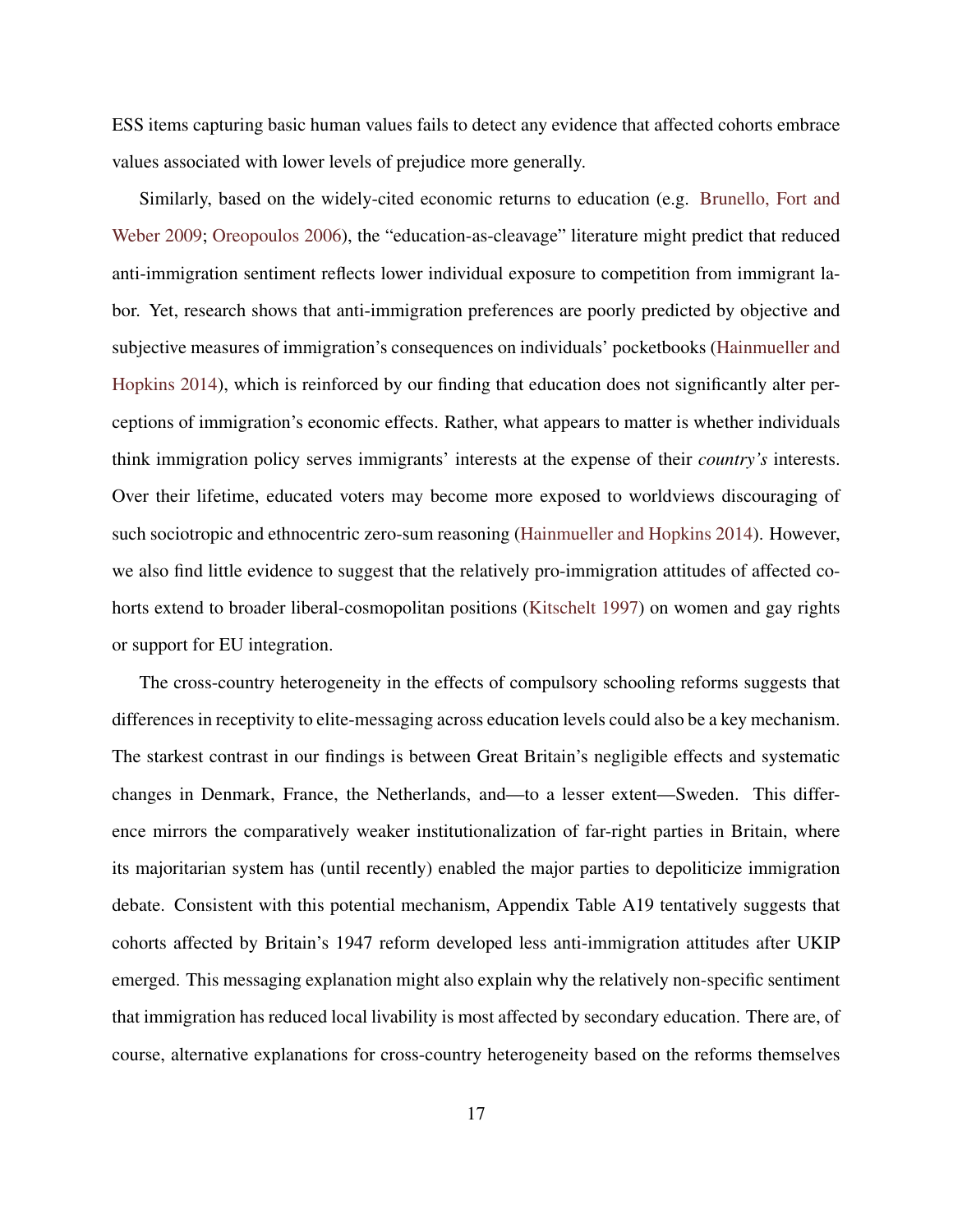ESS items capturing basic human values fails to detect any evidence that affected cohorts embrace values associated with lower levels of prejudice more generally.

Similarly, based on the widely-cited economic returns to education (e.g. Brunello, Fort and Weber 2009; Oreopoulos 2006), the "education-as-cleavage" literature might predict that reduced anti-immigration sentiment reflects lower individual exposure to competition from immigrant labor. Yet, research shows that anti-immigration preferences are poorly predicted by objective and subjective measures of immigration's consequences on individuals' pocketbooks (Hainmueller and Hopkins 2014), which is reinforced by our finding that education does not significantly alter perceptions of immigration's economic effects. Rather, what appears to matter is whether individuals think immigration policy serves immigrants' interests at the expense of their *country's* interests. Over their lifetime, educated voters may become more exposed to worldviews discouraging of such sociotropic and ethnocentric zero-sum reasoning (Hainmueller and Hopkins 2014). However, we also find little evidence to suggest that the relatively pro-immigration attitudes of affected cohorts extend to broader liberal-cosmopolitan positions (Kitschelt 1997) on women and gay rights or support for EU integration.

The cross-country heterogeneity in the effects of compulsory schooling reforms suggests that differences in receptivity to elite-messaging across education levels could also be a key mechanism. The starkest contrast in our findings is between Great Britain's negligible effects and systematic changes in Denmark, France, the Netherlands, and—to a lesser extent—Sweden. This difference mirrors the comparatively weaker institutionalization of far-right parties in Britain, where its majoritarian system has (until recently) enabled the major parties to depoliticize immigration debate. Consistent with this potential mechanism, Appendix Table A19 tentatively suggests that cohorts affected by Britain's 1947 reform developed less anti-immigration attitudes after UKIP emerged. This messaging explanation might also explain why the relatively non-specific sentiment that immigration has reduced local livability is most affected by secondary education. There are, of course, alternative explanations for cross-country heterogeneity based on the reforms themselves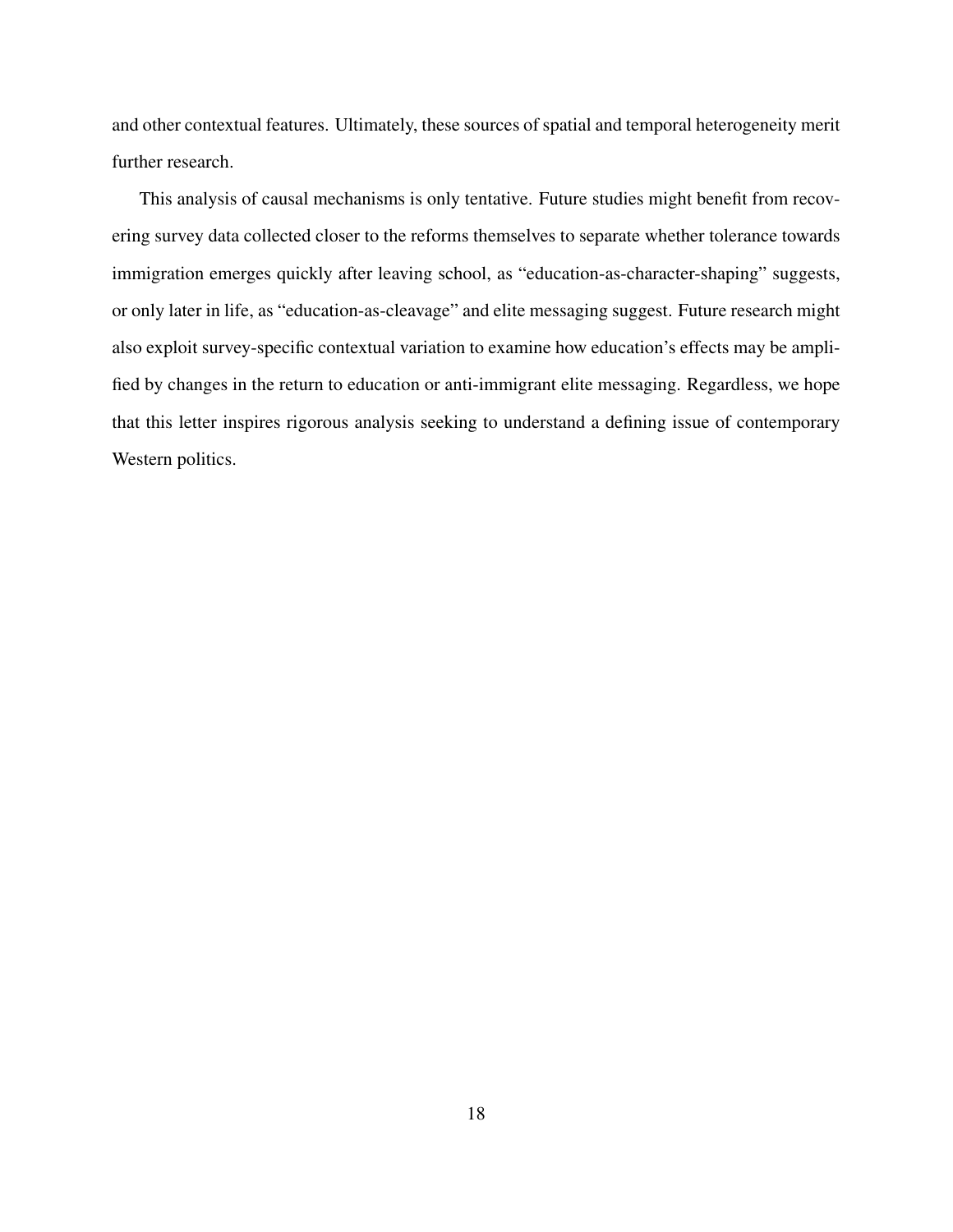and other contextual features. Ultimately, these sources of spatial and temporal heterogeneity merit further research.

This analysis of causal mechanisms is only tentative. Future studies might benefit from recovering survey data collected closer to the reforms themselves to separate whether tolerance towards immigration emerges quickly after leaving school, as "education-as-character-shaping" suggests, or only later in life, as "education-as-cleavage" and elite messaging suggest. Future research might also exploit survey-specific contextual variation to examine how education's effects may be amplified by changes in the return to education or anti-immigrant elite messaging. Regardless, we hope that this letter inspires rigorous analysis seeking to understand a defining issue of contemporary Western politics.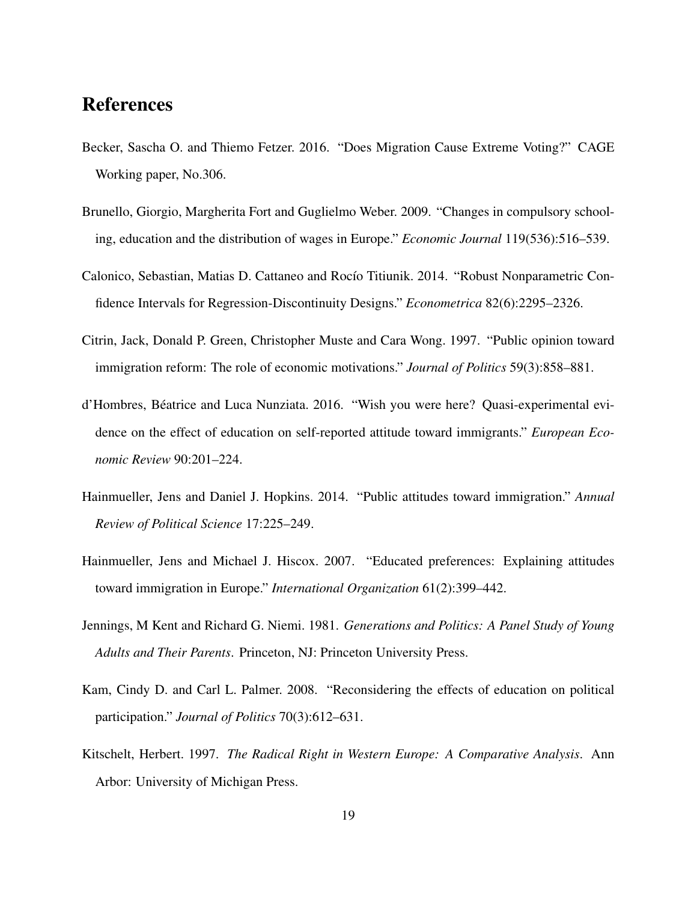# References

Becker, Sascha O. and Thiemo Fetzer. 2016. "Does Migration Cause Extreme Voting?" CAGE Working paper, No.306.

Brunello, Giorgio, Margherita Fort and Guglielmo Weber. 2009. "Changes in compulsory schooling, education and the distribution of wages in Europe." *Economic Journal* 119(536):516–539.

Calonico, Sebastian, Matias D. Cattaneo and Rocío Titiunik. 2014. "Robust Nonparametric Confidence Intervals for Regression-Discontinuity Designs." *Econometrica* 82(6):2295–2326.

Citrin, Jack, Donald P. Green, Christopher Muste and Cara Wong. 1997. "Public opinion toward immigration reform: The role of economic motivations." *Journal of Politics* 59(3):858–881.

d'Hombres, Béatrice and Luca Nunziata. 2016. "Wish you were here? Quasi-experimental evidence on the effect of education on self-reported attitude toward immigrants." *European Economic Review* 90:201–224.

Hainmueller, Jens and Daniel J. Hopkins. 2014. "Public attitudes toward immigration." *Annual Review of Political Science* 17:225–249.

Hainmueller, Jens and Michael J. Hiscox. 2007. "Educated preferences: Explaining attitudes toward immigration in Europe." *International Organization* 61(2):399–442.

Jennings, M Kent and Richard G. Niemi. 1981. *Generations and Politics: A Panel Study of Young Adults and Their Parents*. Princeton, NJ: Princeton University Press.

Kam, Cindy D. and Carl L. Palmer. 2008. "Reconsidering the effects of education on political participation." *Journal of Politics* 70(3):612–631.

Kitschelt, Herbert. 1997. *The Radical Right in Western Europe: A Comparative Analysis*. Ann Arbor: University of Michigan Press.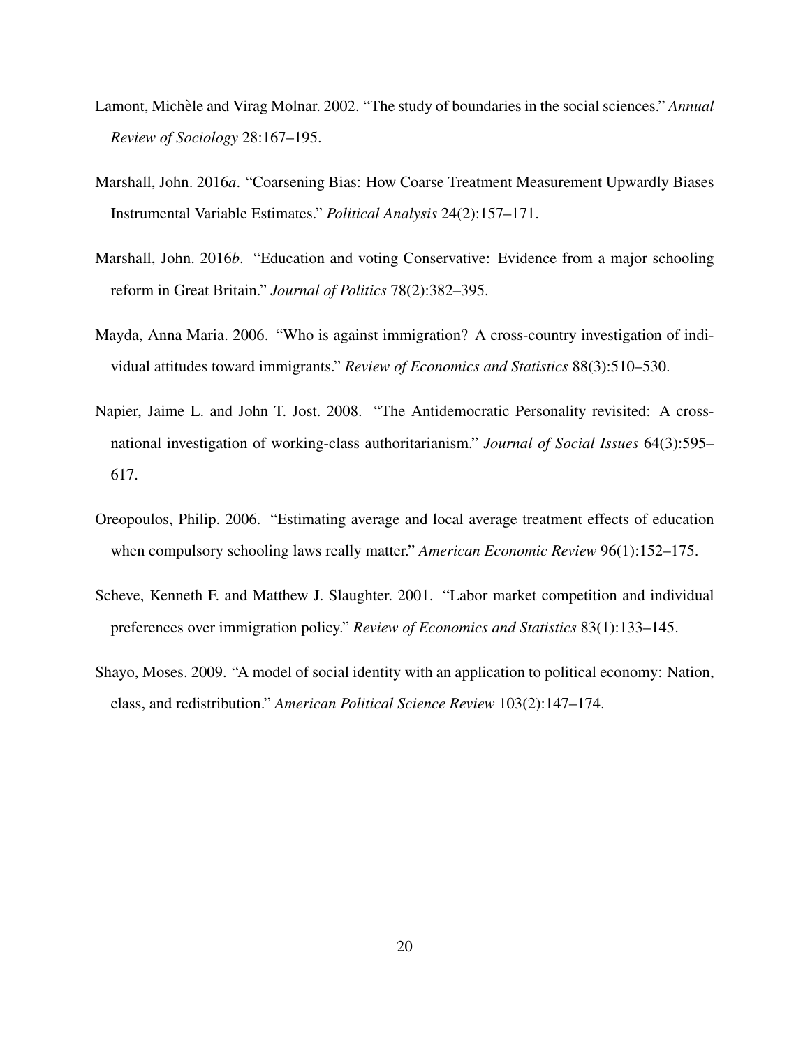Lamont, Michèle and Virag Molnar. 2002. "The study of boundaries in the social sciences." *Annual Review of Sociology* 28:167–195.

Marshall, John. 2016*a*. "Coarsening Bias: How Coarse Treatment Measurement Upwardly Biases Instrumental Variable Estimates." *Political Analysis* 24(2):157–171.

Marshall, John. 2016*b*. "Education and voting Conservative: Evidence from a major schooling reform in Great Britain." *Journal of Politics* 78(2):382–395.

Mayda, Anna Maria. 2006. "Who is against immigration? A cross-country investigation of individual attitudes toward immigrants." *Review of Economics and Statistics* 88(3):510–530.

Napier, Jaime L. and John T. Jost. 2008. "The Antidemocratic Personality revisited: A cross-national investigation of working-class authoritarianism." *Journal of Social Issues* 64(3):595–617.

Oreopoulos, Philip. 2006. "Estimating average and local average treatment effects of education when compulsory schooling laws really matter." *American Economic Review* 96(1):152–175.

Scheve, Kenneth F. and Matthew J. Slaughter. 2001. "Labor market competition and individual preferences over immigration policy." *Review of Economics and Statistics* 83(1):133–145.

Shayo, Moses. 2009. "A model of social identity with an application to political economy: Nation, class, and redistribution." *American Political Science Review* 103(2):147–174.